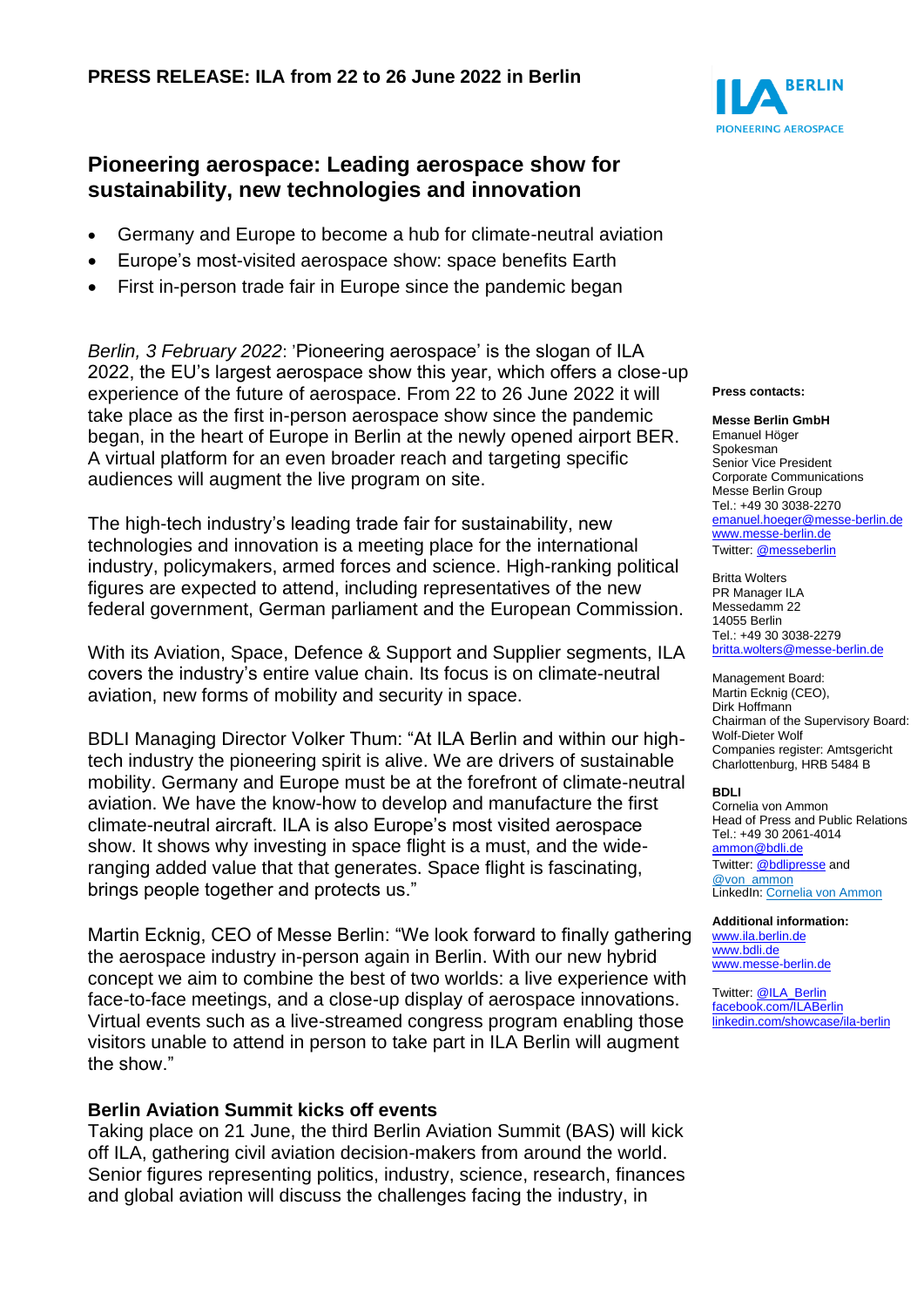**PRESS RELEASE: ILA from 22 to 26 June 2022 in Berlin**

## Pioneering aerospace: Leading aerospace show for sustainability, new technologies and innovation

- Germany and Europe to become a hub for climate-neutral aviation
- Europe's most-visited aerospace show: space benefits Earth
- First in-person trade fair in Europe since the pandemic began

*Berlin, 3 February 2022*: 'Pioneering aerospace' is the slogan of ILA 2022, the EU's largest aerospace show this year, which offers a close-up experience of the future of aerospace. From 22 to 26 June 2022 it will take place as the first in-person aerospace show since the pandemic began, in the heart of Europe in Berlin at the newly opened airport BER. A virtual platform for an even broader reach and targeting specific audiences will augment the live program on site.

The high-tech industry's leading trade fair for sustainability, new technologies and innovation is a meeting place for the international industry, policymakers, armed forces and science. High-ranking political figures are expected to attend, including representatives of the new federal government, German parliament and the European Commission.

With its Aviation, Space, Defence & Support and Supplier segments, ILA covers the industry's entire value chain. Its focus is on climate-neutral aviation, new forms of mobility and security in space.

BDLI Managing Director Volker Thum: "At ILA Berlin and within our high-tech industry the pioneering spirit is alive. We are drivers of sustainable mobility. Germany and Europe must be at the forefront of climate-neutral aviation. We have the know-how to develop and manufacture the first climate-neutral aircraft. ILA is also Europe's most visited aerospace show. It shows why investing in space flight is a must, and the wide-ranging added value that that generates. Space flight is fascinating, brings people together and protects us."

Martin Ecknig, CEO of Messe Berlin: "We look forward to finally gathering the aerospace industry in-person again in Berlin. With our new hybrid concept we aim to combine the best of two worlds: a live experience with face-to-face meetings, and a close-up display of aerospace innovations. Virtual events such as a live-streamed congress program enabling those visitors unable to attend in person to take part in ILA Berlin will augment the show."

### Berlin Aviation Summit kicks off events

Taking place on 21 June, the third Berlin Aviation Summit (BAS) will kick off ILA, gathering civil aviation decision-makers from around the world. Senior figures representing politics, industry, science, research, finances and global aviation will discuss the challenges facing the industry, in

**Press contacts:**

**Messe Berlin GmbH**
Emanuel Höger
Spokesman
Senior Vice President
Corporate Communications
Messe Berlin Group
Tel.: +49 30 3038-2270
emanuel.hoeger@messe-berlin.de
www.messe-berlin.de
Twitter: @messeberlin

Britta Wolters
PR Manager ILA
Messedamm 22
14055 Berlin
Tel.: +49 30 3038-2279
britta.wolters@messe-berlin.de

Management Board:
Martin Ecknig (CEO),
Dirk Hoffmann
Chairman of the Supervisory Board:
Wolf-Dieter Wolf
Companies register: Amtsgericht
Charlottenburg, HRB 5484 B

**BDLI**
Cornelia von Ammon
Head of Press and Public Relations
Tel.: +49 30 2061-4014
ammon@bdli.de
Twitter: @bdlipresse and @von_ammon
LinkedIn: Cornelia von Ammon

**Additional information:**
www.ila.berlin.de
www.bdli.de
www.messe-berlin.de

Twitter: @ILA_Berlin
facebook.com/ILABerlin
linkedin.com/showcase/ila-berlin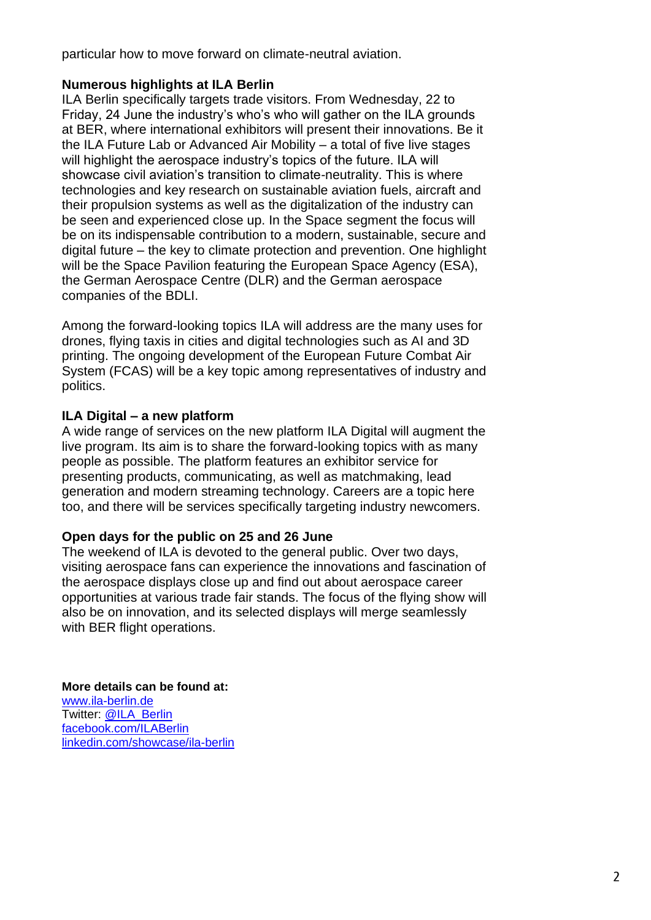particular how to move forward on climate-neutral aviation.

**Numerous highlights at ILA Berlin**

ILA Berlin specifically targets trade visitors. From Wednesday, 22 to Friday, 24 June the industry's who's who will gather on the ILA grounds at BER, where international exhibitors will present their innovations. Be it the ILA Future Lab or Advanced Air Mobility – a total of five live stages will highlight the aerospace industry's topics of the future. ILA will showcase civil aviation's transition to climate-neutrality. This is where technologies and key research on sustainable aviation fuels, aircraft and their propulsion systems as well as the digitalization of the industry can be seen and experienced close up. In the Space segment the focus will be on its indispensable contribution to a modern, sustainable, secure and digital future – the key to climate protection and prevention. One highlight will be the Space Pavilion featuring the European Space Agency (ESA), the German Aerospace Centre (DLR) and the German aerospace companies of the BDLI.

Among the forward-looking topics ILA will address are the many uses for drones, flying taxis in cities and digital technologies such as AI and 3D printing. The ongoing development of the European Future Combat Air System (FCAS) will be a key topic among representatives of industry and politics.

**ILA Digital – a new platform**

A wide range of services on the new platform ILA Digital will augment the live program. Its aim is to share the forward-looking topics with as many people as possible. The platform features an exhibitor service for presenting products, communicating, as well as matchmaking, lead generation and modern streaming technology. Careers are a topic here too, and there will be services specifically targeting industry newcomers.

**Open days for the public on 25 and 26 June**

The weekend of ILA is devoted to the general public. Over two days, visiting aerospace fans can experience the innovations and fascination of the aerospace displays close up and find out about aerospace career opportunities at various trade fair stands. The focus of the flying show will also be on innovation, and its selected displays will merge seamlessly with BER flight operations.

**More details can be found at:**

www.ila-berlin.de
Twitter: @ILA_Berlin
facebook.com/ILABerlin
linkedin.com/showcase/ila-berlin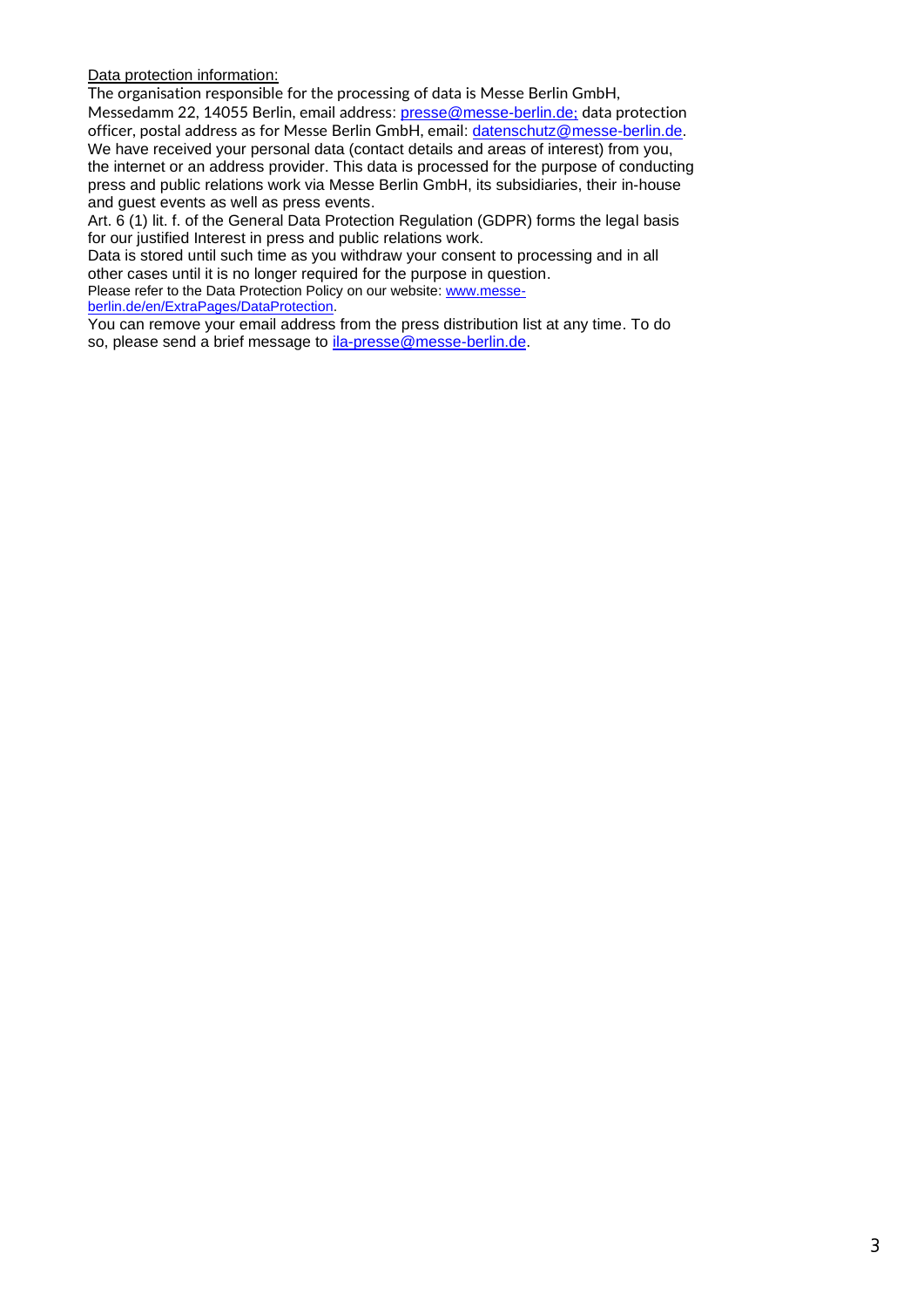Data protection information:

The organisation responsible for the processing of data is Messe Berlin GmbH, Messedamm 22, 14055 Berlin, email address: presse@messe-berlin.de; data protection officer, postal address as for Messe Berlin GmbH, email: datenschutz@messe-berlin.de. We have received your personal data (contact details and areas of interest) from you, the internet or an address provider. This data is processed for the purpose of conducting press and public relations work via Messe Berlin GmbH, its subsidiaries, their in-house and guest events as well as press events.

Art. 6 (1) lit. f. of the General Data Protection Regulation (GDPR) forms the legal basis for our justified Interest in press and public relations work.

Data is stored until such time as you withdraw your consent to processing and in all other cases until it is no longer required for the purpose in question.

Please refer to the Data Protection Policy on our website: www.messe-berlin.de/en/ExtraPages/DataProtection.

You can remove your email address from the press distribution list at any time. To do so, please send a brief message to ila-presse@messe-berlin.de.